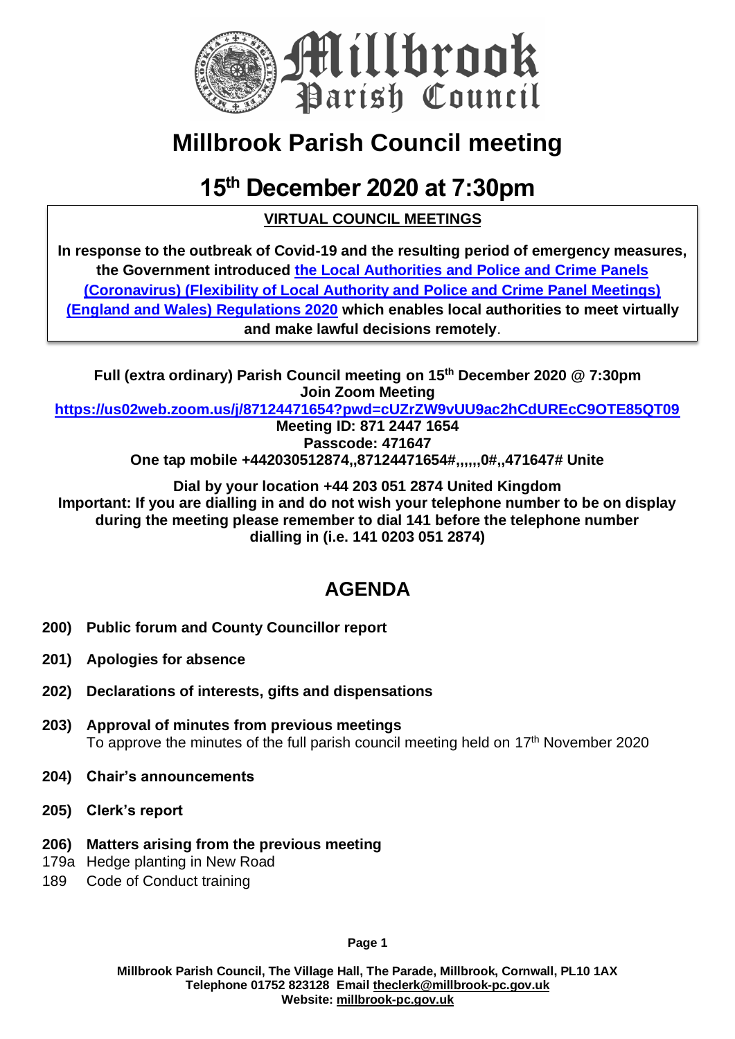# Millbrook Parish Council meeting

## 15th December 2020 at 7:30pm

**VIRTUAL COUNCIL MEETINGS**

**In response to the outbreak of Covid-19 and the resulting period of emergency measures, the Government introduced the Local Authorities and Police and Crime Panels (Coronavirus) (Flexibility of Local Authority and Police and Crime Panel Meetings) (England and Wales) Regulations 2020 which enables local authorities to meet virtually and make lawful decisions remotely.**

**Full (extra ordinary) Parish Council meeting on 15th December 2020 @ 7:30pm**
**Join Zoom Meeting**
**https://us02web.zoom.us/j/87124471654?pwd=cUZrZW9vUU9ac2hCdUREcC9OTE85QT09**
**Meeting ID: 871 2447 1654**
**Passcode: 471647**
**One tap mobile +442030512874,,87124471654#,,,,,,0#,,471647# Unite**

**Dial by your location +44 203 051 2874 United Kingdom**
**Important: If you are dialling in and do not wish your telephone number to be on display during the meeting please remember to dial 141 before the telephone number dialling in (i.e. 141 0203 051 2874)**

## AGENDA

**200) Public forum and County Councillor report**

**201) Apologies for absence**

**202) Declarations of interests, gifts and dispensations**

**203) Approval of minutes from previous meetings**
To approve the minutes of the full parish council meeting held on 17th November 2020

**204) Chair's announcements**

**205) Clerk's report**

**206) Matters arising from the previous meeting**
179a Hedge planting in New Road
189 Code of Conduct training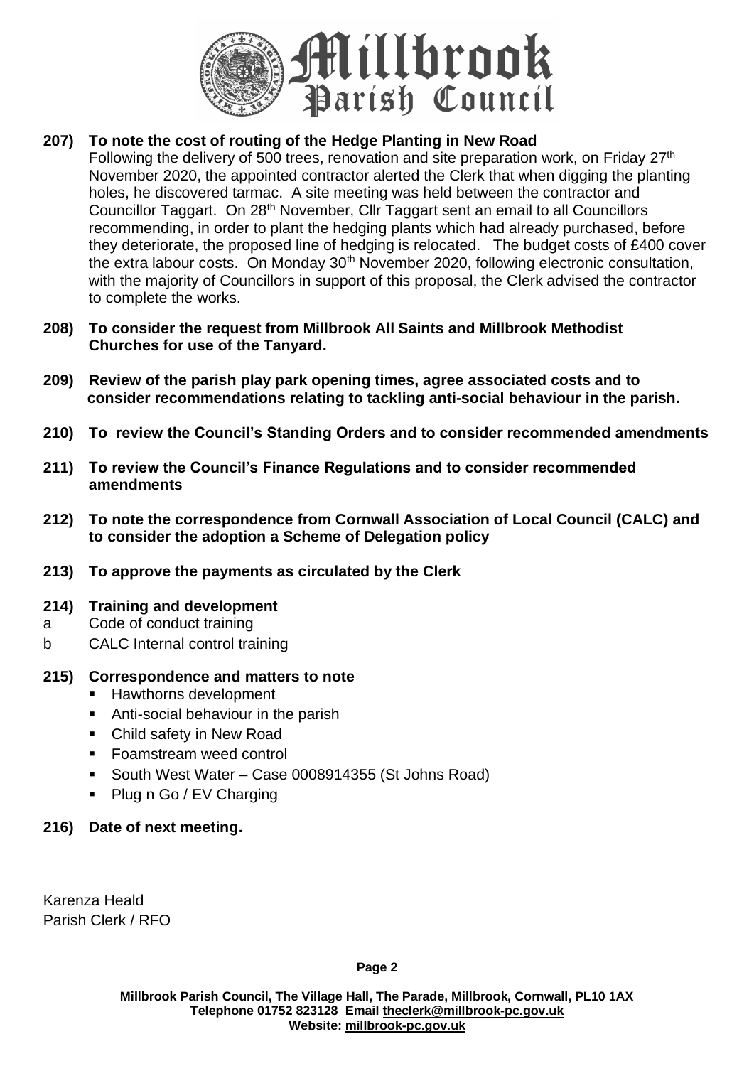**207) To note the cost of routing of the Hedge Planting in New Road**

Following the delivery of 500 trees, renovation and site preparation work, on Friday 27th November 2020, the appointed contractor alerted the Clerk that when digging the planting holes, he discovered tarmac. A site meeting was held between the contractor and Councillor Taggart. On 28th November, Cllr Taggart sent an email to all Councillors recommending, in order to plant the hedging plants which had already purchased, before they deteriorate, the proposed line of hedging is relocated. The budget costs of £400 cover the extra labour costs. On Monday 30th November 2020, following electronic consultation, with the majority of Councillors in support of this proposal, the Clerk advised the contractor to complete the works.

**208) To consider the request from Millbrook All Saints and Millbrook Methodist Churches for use of the Tanyard.**

**209) Review of the parish play park opening times, agree associated costs and to consider recommendations relating to tackling anti-social behaviour in the parish.**

**210) To review the Council's Standing Orders and to consider recommended amendments**

**211) To review the Council's Finance Regulations and to consider recommended amendments**

**212) To note the correspondence from Cornwall Association of Local Council (CALC) and to consider the adoption a Scheme of Delegation policy**

**213) To approve the payments as circulated by the Clerk**

**214) Training and development**

a Code of conduct training

b CALC Internal control training

**215) Correspondence and matters to note**

- Hawthorns development
- Anti-social behaviour in the parish
- Child safety in New Road
- Foamstream weed control
- South West Water – Case 0008914355 (St Johns Road)
- Plug n Go / EV Charging

**216) Date of next meeting.**

Karenza Heald
Parish Clerk / RFO

**Millbrook Parish Council, The Village Hall, The Parade, Millbrook, Cornwall, PL10 1AX**
**Telephone 01752 823128 Email theclerk@millbrook-pc.gov.uk**
**Website: millbrook-pc.gov.uk**